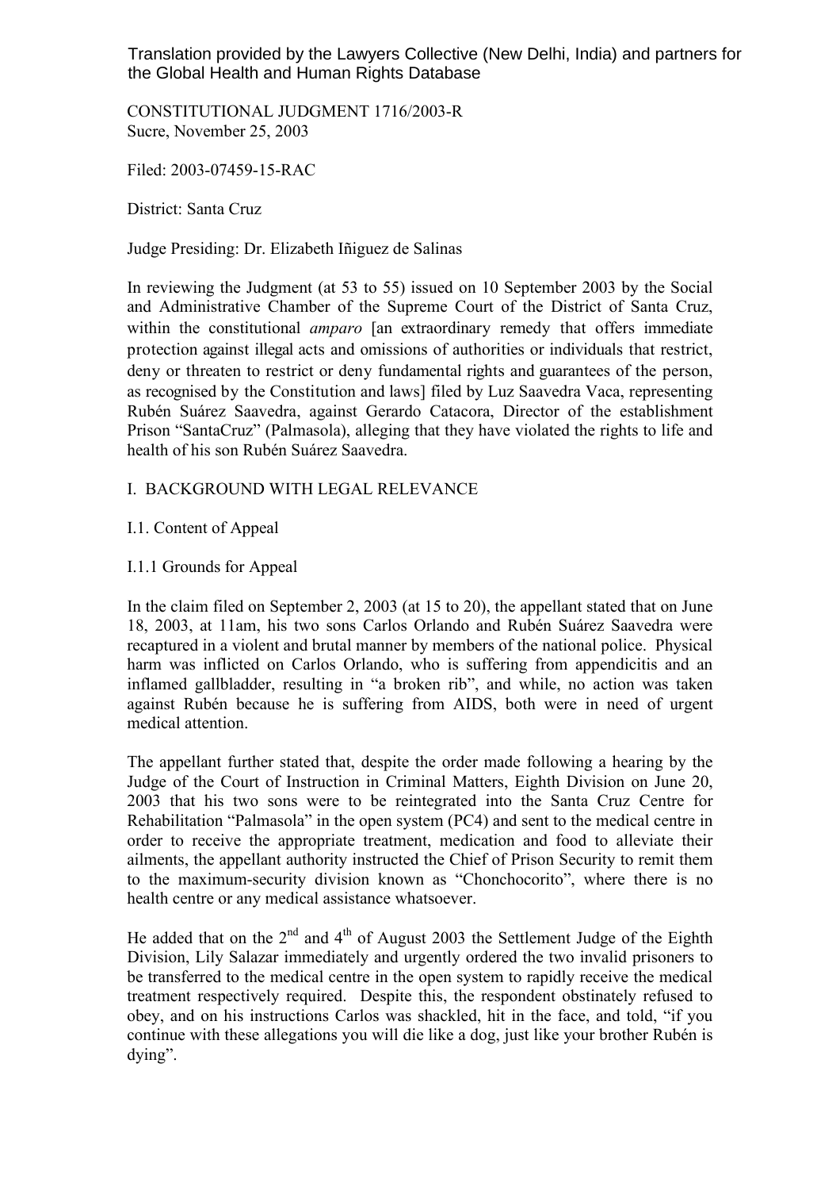Translation provided by the Lawyers Collective (New Delhi, India) and partners for the Global Health and Human Rights Database

CONSTITUTIONAL JUDGMENT 1716/2003-R
Sucre, November 25, 2003

Filed: 2003-07459-15-RAC

District: Santa Cruz

Judge Presiding: Dr. Elizabeth Iñiguez de Salinas

In reviewing the Judgment (at 53 to 55) issued on 10 September 2003 by the Social and Administrative Chamber of the Supreme Court of the District of Santa Cruz, within the constitutional *amparo* [an extraordinary remedy that offers immediate protection against illegal acts and omissions of authorities or individuals that restrict, deny or threaten to restrict or deny fundamental rights and guarantees of the person, as recognised by the Constitution and laws] filed by Luz Saavedra Vaca, representing Rubén Suárez Saavedra, against Gerardo Catacora, Director of the establishment Prison "SantaCruz" (Palmasola), alleging that they have violated the rights to life and health of his son Rubén Suárez Saavedra.

## I. BACKGROUND WITH LEGAL RELEVANCE

### I.1. Content of Appeal

#### I.1.1 Grounds for Appeal

In the claim filed on September 2, 2003 (at 15 to 20), the appellant stated that on June 18, 2003, at 11am, his two sons Carlos Orlando and Rubén Suárez Saavedra were recaptured in a violent and brutal manner by members of the national police. Physical harm was inflicted on Carlos Orlando, who is suffering from appendicitis and an inflamed gallbladder, resulting in "a broken rib", and while, no action was taken against Rubén because he is suffering from AIDS, both were in need of urgent medical attention.

The appellant further stated that, despite the order made following a hearing by the Judge of the Court of Instruction in Criminal Matters, Eighth Division on June 20, 2003 that his two sons were to be reintegrated into the Santa Cruz Centre for Rehabilitation "Palmasola" in the open system (PC4) and sent to the medical centre in order to receive the appropriate treatment, medication and food to alleviate their ailments, the appellant authority instructed the Chief of Prison Security to remit them to the maximum-security division known as "Chonchocorito", where there is no health centre or any medical assistance whatsoever.

He added that on the 2nd and 4th of August 2003 the Settlement Judge of the Eighth Division, Lily Salazar immediately and urgently ordered the two invalid prisoners to be transferred to the medical centre in the open system to rapidly receive the medical treatment respectively required. Despite this, the respondent obstinately refused to obey, and on his instructions Carlos was shackled, hit in the face, and told, "if you continue with these allegations you will die like a dog, just like your brother Rubén is dying".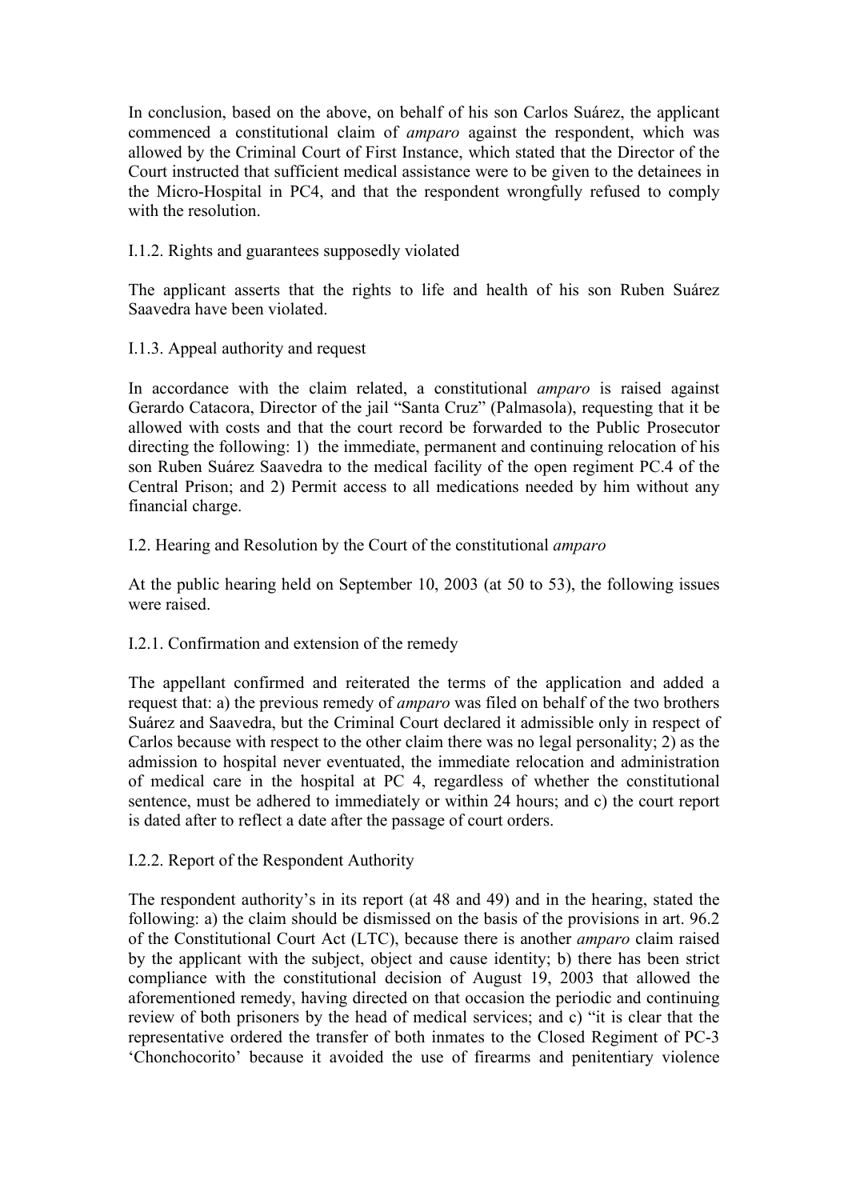In conclusion, based on the above, on behalf of his son Carlos Suárez, the applicant commenced a constitutional claim of *amparo* against the respondent, which was allowed by the Criminal Court of First Instance, which stated that the Director of the Court instructed that sufficient medical assistance were to be given to the detainees in the Micro-Hospital in PC4, and that the respondent wrongfully refused to comply with the resolution.

I.1.2. Rights and guarantees supposedly violated

The applicant asserts that the rights to life and health of his son Ruben Suárez Saavedra have been violated.

I.1.3. Appeal authority and request

In accordance with the claim related, a constitutional *amparo* is raised against Gerardo Catacora, Director of the jail "Santa Cruz" (Palmasola), requesting that it be allowed with costs and that the court record be forwarded to the Public Prosecutor directing the following: 1) the immediate, permanent and continuing relocation of his son Ruben Suárez Saavedra to the medical facility of the open regiment PC.4 of the Central Prison; and 2) Permit access to all medications needed by him without any financial charge.

I.2. Hearing and Resolution by the Court of the constitutional *amparo*

At the public hearing held on September 10, 2003 (at 50 to 53), the following issues were raised.

I.2.1. Confirmation and extension of the remedy

The appellant confirmed and reiterated the terms of the application and added a request that: a) the previous remedy of *amparo* was filed on behalf of the two brothers Suárez and Saavedra, but the Criminal Court declared it admissible only in respect of Carlos because with respect to the other claim there was no legal personality; 2) as the admission to hospital never eventuated, the immediate relocation and administration of medical care in the hospital at PC 4, regardless of whether the constitutional sentence, must be adhered to immediately or within 24 hours; and c) the court report is dated after to reflect a date after the passage of court orders.

I.2.2. Report of the Respondent Authority

The respondent authority's in its report (at 48 and 49) and in the hearing, stated the following: a) the claim should be dismissed on the basis of the provisions in art. 96.2 of the Constitutional Court Act (LTC), because there is another *amparo* claim raised by the applicant with the subject, object and cause identity; b) there has been strict compliance with the constitutional decision of August 19, 2003 that allowed the aforementioned remedy, having directed on that occasion the periodic and continuing review of both prisoners by the head of medical services; and c) "it is clear that the representative ordered the transfer of both inmates to the Closed Regiment of PC-3 'Chonchocorito' because it avoided the use of firearms and penitentiary violence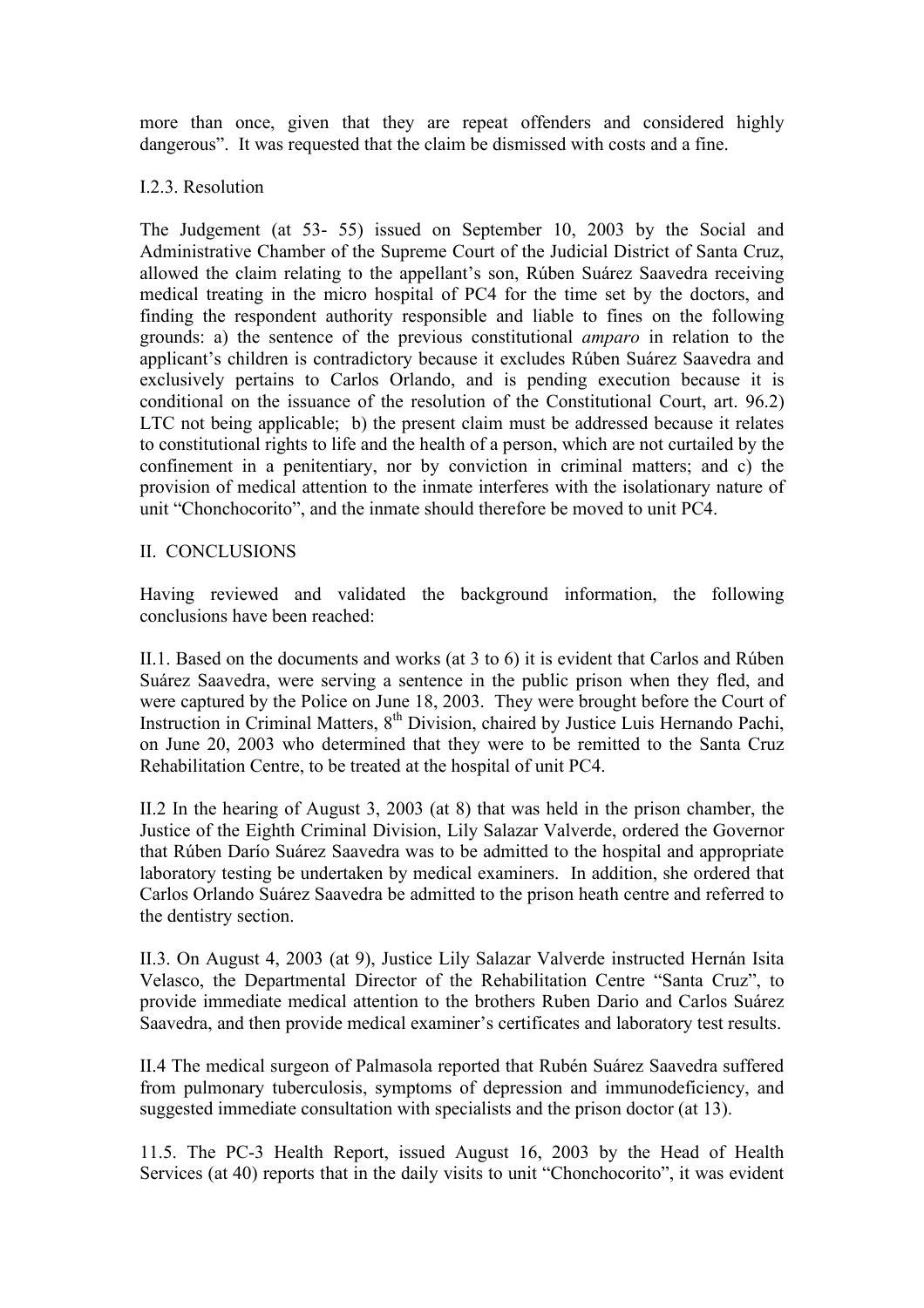more than once, given that they are repeat offenders and considered highly dangerous". It was requested that the claim be dismissed with costs and a fine.

I.2.3. Resolution

The Judgement (at 53- 55) issued on September 10, 2003 by the Social and Administrative Chamber of the Supreme Court of the Judicial District of Santa Cruz, allowed the claim relating to the appellant's son, Rúben Suárez Saavedra receiving medical treating in the micro hospital of PC4 for the time set by the doctors, and finding the respondent authority responsible and liable to fines on the following grounds: a) the sentence of the previous constitutional *amparo* in relation to the applicant's children is contradictory because it excludes Rúben Suárez Saavedra and exclusively pertains to Carlos Orlando, and is pending execution because it is conditional on the issuance of the resolution of the Constitutional Court, art. 96.2) LTC not being applicable; b) the present claim must be addressed because it relates to constitutional rights to life and the health of a person, which are not curtailed by the confinement in a penitentiary, nor by conviction in criminal matters; and c) the provision of medical attention to the inmate interferes with the isolationary nature of unit "Chonchocorito", and the inmate should therefore be moved to unit PC4.

II. CONCLUSIONS

Having reviewed and validated the background information, the following conclusions have been reached:

II.1. Based on the documents and works (at 3 to 6) it is evident that Carlos and Rúben Suárez Saavedra, were serving a sentence in the public prison when they fled, and were captured by the Police on June 18, 2003. They were brought before the Court of Instruction in Criminal Matters, 8th Division, chaired by Justice Luis Hernando Pachi, on June 20, 2003 who determined that they were to be remitted to the Santa Cruz Rehabilitation Centre, to be treated at the hospital of unit PC4.

II.2 In the hearing of August 3, 2003 (at 8) that was held in the prison chamber, the Justice of the Eighth Criminal Division, Lily Salazar Valverde, ordered the Governor that Rúben Darío Suárez Saavedra was to be admitted to the hospital and appropriate laboratory testing be undertaken by medical examiners. In addition, she ordered that Carlos Orlando Suárez Saavedra be admitted to the prison heath centre and referred to the dentistry section.

II.3. On August 4, 2003 (at 9), Justice Lily Salazar Valverde instructed Hernán Isita Velasco, the Departmental Director of the Rehabilitation Centre "Santa Cruz", to provide immediate medical attention to the brothers Ruben Dario and Carlos Suárez Saavedra, and then provide medical examiner's certificates and laboratory test results.

II.4 The medical surgeon of Palmasola reported that Rubén Suárez Saavedra suffered from pulmonary tuberculosis, symptoms of depression and immunodeficiency, and suggested immediate consultation with specialists and the prison doctor (at 13).

11.5. The PC-3 Health Report, issued August 16, 2003 by the Head of Health Services (at 40) reports that in the daily visits to unit "Chonchocorito", it was evident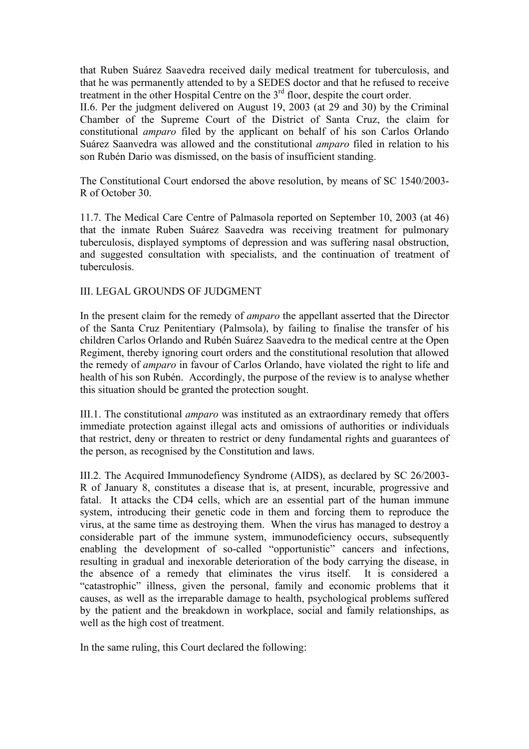that Ruben Suárez Saavedra received daily medical treatment for tuberculosis, and that he was permanently attended to by a SEDES doctor and that he refused to receive treatment in the other Hospital Centre on the 3rd floor, despite the court order.

II.6. Per the judgment delivered on August 19, 2003 (at 29 and 30) by the Criminal Chamber of the Supreme Court of the District of Santa Cruz, the claim for constitutional *amparo* filed by the applicant on behalf of his son Carlos Orlando Suárez Saanvedra was allowed and the constitutional *amparo* filed in relation to his son Rubén Dario was dismissed, on the basis of insufficient standing.

The Constitutional Court endorsed the above resolution, by means of SC 1540/2003-R of October 30.

11.7. The Medical Care Centre of Palmasola reported on September 10, 2003 (at 46) that the inmate Ruben Suárez Saavedra was receiving treatment for pulmonary tuberculosis, displayed symptoms of depression and was suffering nasal obstruction, and suggested consultation with specialists, and the continuation of treatment of tuberculosis.

## III. LEGAL GROUNDS OF JUDGMENT

In the present claim for the remedy of *amparo* the appellant asserted that the Director of the Santa Cruz Penitentiary (Palmsola), by failing to finalise the transfer of his children Carlos Orlando and Rubén Suárez Saavedra to the medical centre at the Open Regiment, thereby ignoring court orders and the constitutional resolution that allowed the remedy of *amparo* in favour of Carlos Orlando, have violated the right to life and health of his son Rubén. Accordingly, the purpose of the review is to analyse whether this situation should be granted the protection sought.

III.1. The constitutional *amparo* was instituted as an extraordinary remedy that offers immediate protection against illegal acts and omissions of authorities or individuals that restrict, deny or threaten to restrict or deny fundamental rights and guarantees of the person, as recognised by the Constitution and laws.

III.2. The Acquired Immunodefiency Syndrome (AIDS), as declared by SC 26/2003-R of January 8, constitutes a disease that is, at present, incurable, progressive and fatal. It attacks the CD4 cells, which are an essential part of the human immune system, introducing their genetic code in them and forcing them to reproduce the virus, at the same time as destroying them. When the virus has managed to destroy a considerable part of the immune system, immunodeficiency occurs, subsequently enabling the development of so-called "opportunistic" cancers and infections, resulting in gradual and inexorable deterioration of the body carrying the disease, in the absence of a remedy that eliminates the virus itself. It is considered a "catastrophic" illness, given the personal, family and economic problems that it causes, as well as the irreparable damage to health, psychological problems suffered by the patient and the breakdown in workplace, social and family relationships, as well as the high cost of treatment.

In the same ruling, this Court declared the following: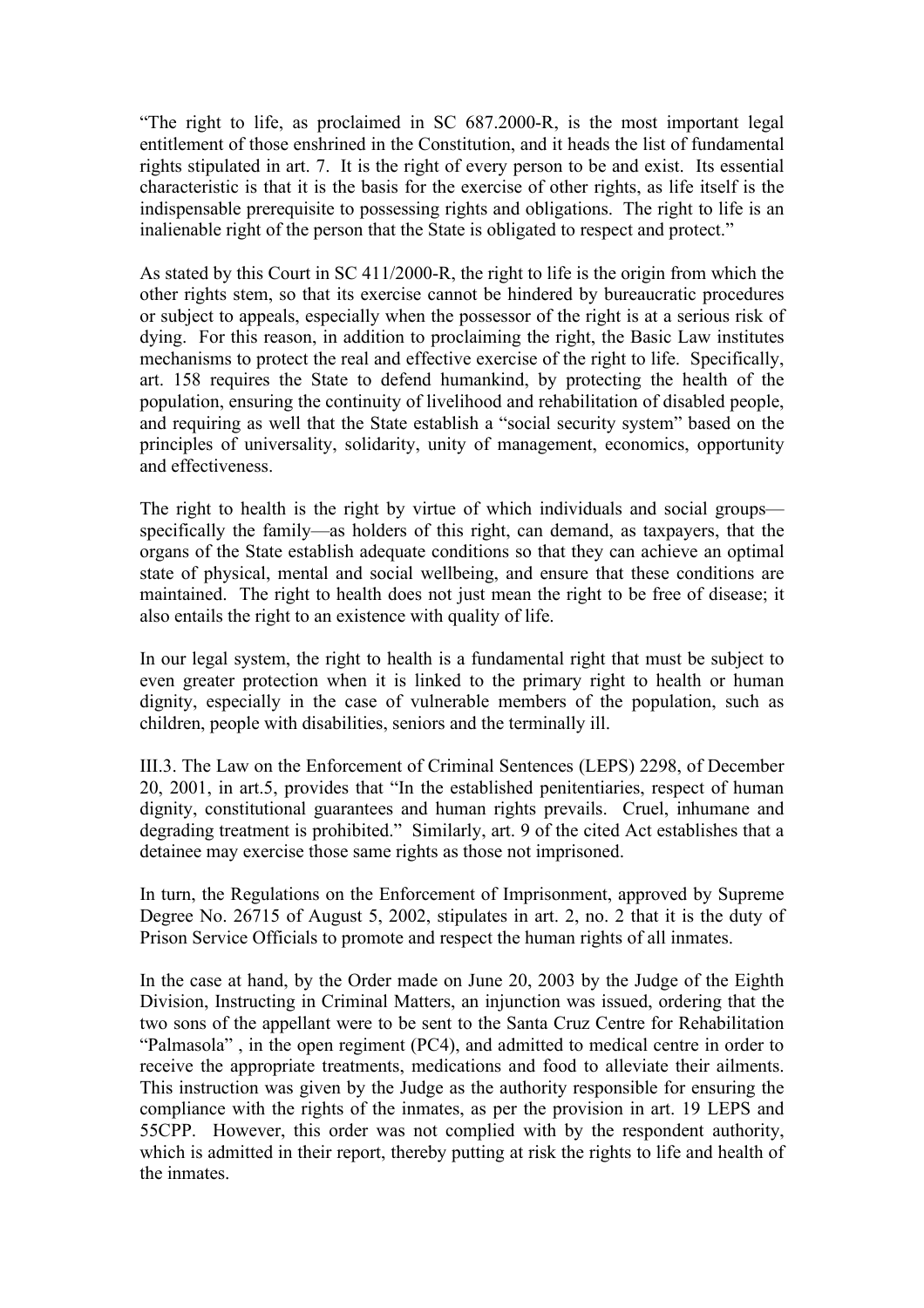"The right to life, as proclaimed in SC 687.2000-R, is the most important legal entitlement of those enshrined in the Constitution, and it heads the list of fundamental rights stipulated in art. 7. It is the right of every person to be and exist. Its essential characteristic is that it is the basis for the exercise of other rights, as life itself is the indispensable prerequisite to possessing rights and obligations. The right to life is an inalienable right of the person that the State is obligated to respect and protect."

As stated by this Court in SC 411/2000-R, the right to life is the origin from which the other rights stem, so that its exercise cannot be hindered by bureaucratic procedures or subject to appeals, especially when the possessor of the right is at a serious risk of dying. For this reason, in addition to proclaiming the right, the Basic Law institutes mechanisms to protect the real and effective exercise of the right to life. Specifically, art. 158 requires the State to defend humankind, by protecting the health of the population, ensuring the continuity of livelihood and rehabilitation of disabled people, and requiring as well that the State establish a "social security system" based on the principles of universality, solidarity, unity of management, economics, opportunity and effectiveness.

The right to health is the right by virtue of which individuals and social groups—specifically the family—as holders of this right, can demand, as taxpayers, that the organs of the State establish adequate conditions so that they can achieve an optimal state of physical, mental and social wellbeing, and ensure that these conditions are maintained. The right to health does not just mean the right to be free of disease; it also entails the right to an existence with quality of life.

In our legal system, the right to health is a fundamental right that must be subject to even greater protection when it is linked to the primary right to health or human dignity, especially in the case of vulnerable members of the population, such as children, people with disabilities, seniors and the terminally ill.

III.3. The Law on the Enforcement of Criminal Sentences (LEPS) 2298, of December 20, 2001, in art.5, provides that "In the established penitentiaries, respect of human dignity, constitutional guarantees and human rights prevails. Cruel, inhumane and degrading treatment is prohibited." Similarly, art. 9 of the cited Act establishes that a detainee may exercise those same rights as those not imprisoned.

In turn, the Regulations on the Enforcement of Imprisonment, approved by Supreme Degree No. 26715 of August 5, 2002, stipulates in art. 2, no. 2 that it is the duty of Prison Service Officials to promote and respect the human rights of all inmates.

In the case at hand, by the Order made on June 20, 2003 by the Judge of the Eighth Division, Instructing in Criminal Matters, an injunction was issued, ordering that the two sons of the appellant were to be sent to the Santa Cruz Centre for Rehabilitation "Palmasola" , in the open regiment (PC4), and admitted to medical centre in order to receive the appropriate treatments, medications and food to alleviate their ailments. This instruction was given by the Judge as the authority responsible for ensuring the compliance with the rights of the inmates, as per the provision in art. 19 LEPS and 55CPP. However, this order was not complied with by the respondent authority, which is admitted in their report, thereby putting at risk the rights to life and health of the inmates.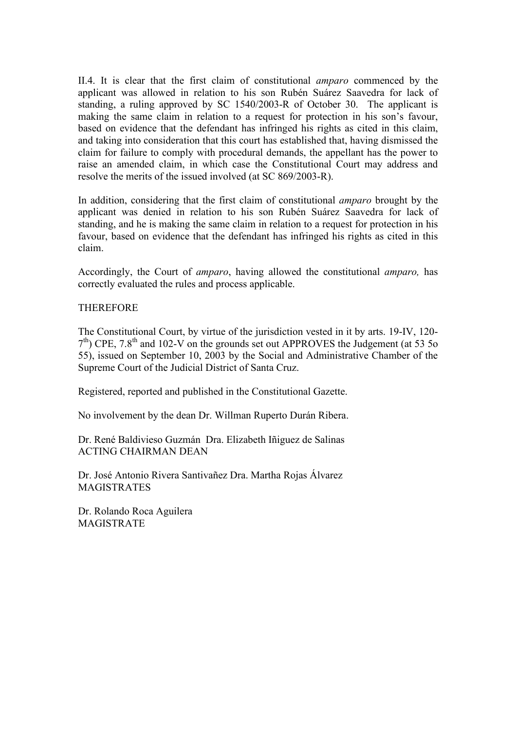II.4. It is clear that the first claim of constitutional *amparo* commenced by the applicant was allowed in relation to his son Rubén Suárez Saavedra for lack of standing, a ruling approved by SC 1540/2003-R of October 30. The applicant is making the same claim in relation to a request for protection in his son's favour, based on evidence that the defendant has infringed his rights as cited in this claim, and taking into consideration that this court has established that, having dismissed the claim for failure to comply with procedural demands, the appellant has the power to raise an amended claim, in which case the Constitutional Court may address and resolve the merits of the issued involved (at SC 869/2003-R).

In addition, considering that the first claim of constitutional *amparo* brought by the applicant was denied in relation to his son Rubén Suárez Saavedra for lack of standing, and he is making the same claim in relation to a request for protection in his favour, based on evidence that the defendant has infringed his rights as cited in this claim.

Accordingly, the Court of *amparo*, having allowed the constitutional *amparo,* has correctly evaluated the rules and process applicable.

THEREFORE

The Constitutional Court, by virtue of the jurisdiction vested in it by arts. 19-IV, 120-7th) CPE, 7.8th and 102-V on the grounds set out APPROVES the Judgement (at 53 5o 55), issued on September 10, 2003 by the Social and Administrative Chamber of the Supreme Court of the Judicial District of Santa Cruz.

Registered, reported and published in the Constitutional Gazette.

No involvement by the dean Dr. Willman Ruperto Durán Ribera.

Dr. René Baldivieso Guzmán Dra. Elizabeth Iñiguez de Salinas
ACTING CHAIRMAN DEAN

Dr. José Antonio Rivera Santivañez Dra. Martha Rojas Álvarez
MAGISTRATES

Dr. Rolando Roca Aguilera
MAGISTRATE